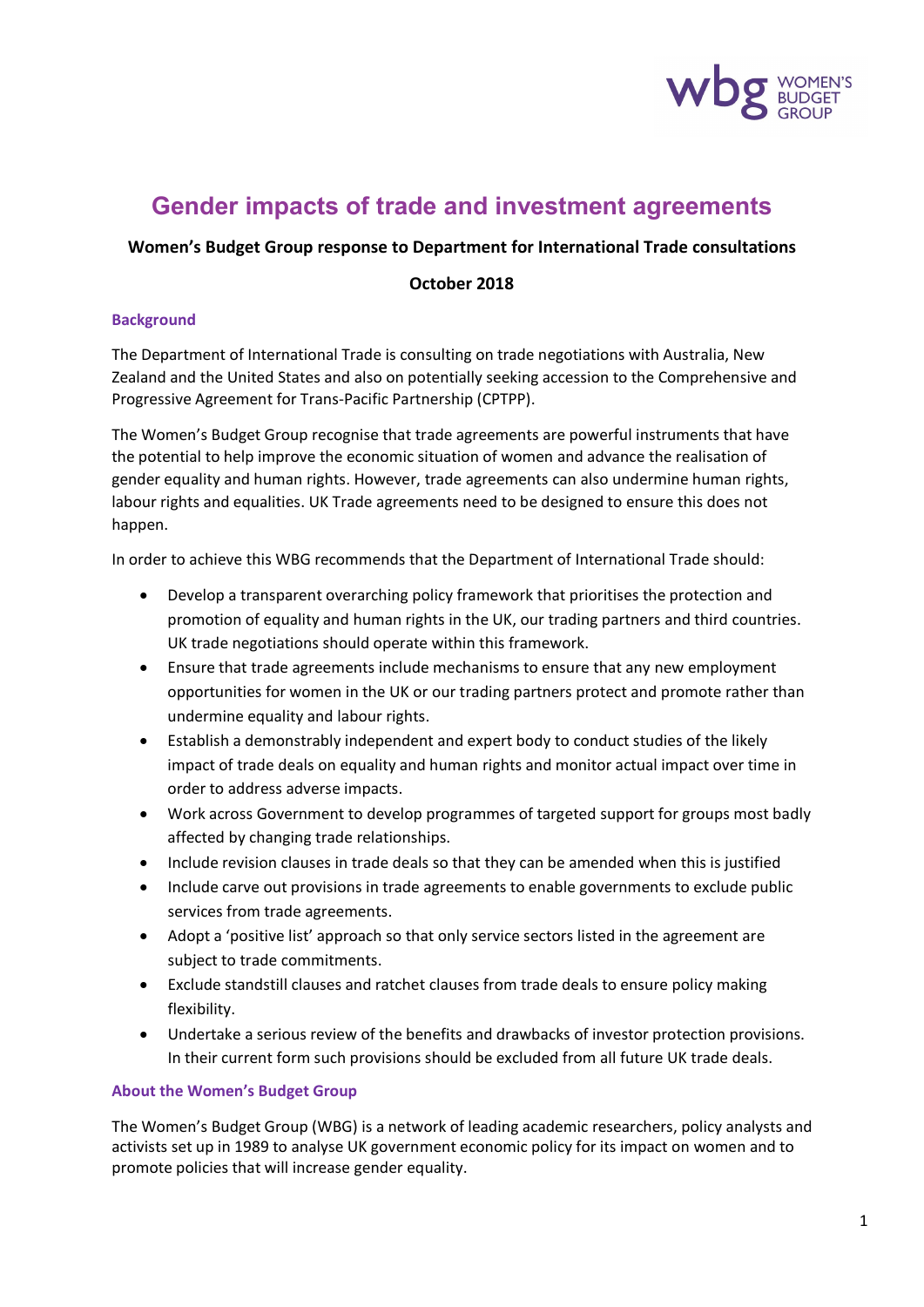# Gender impacts of trade and investment agreements

**Women's Budget Group response to Department for International Trade consultations**

**October 2018**

## Background

The Department of International Trade is consulting on trade negotiations with Australia, New Zealand and the United States and also on potentially seeking accession to the Comprehensive and Progressive Agreement for Trans-Pacific Partnership (CPTPP).

The Women's Budget Group recognise that trade agreements are powerful instruments that have the potential to help improve the economic situation of women and advance the realisation of gender equality and human rights. However, trade agreements can also undermine human rights, labour rights and equalities. UK Trade agreements need to be designed to ensure this does not happen.

In order to achieve this WBG recommends that the Department of International Trade should:

- Develop a transparent overarching policy framework that prioritises the protection and promotion of equality and human rights in the UK, our trading partners and third countries. UK trade negotiations should operate within this framework.
- Ensure that trade agreements include mechanisms to ensure that any new employment opportunities for women in the UK or our trading partners protect and promote rather than undermine equality and labour rights.
- Establish a demonstrably independent and expert body to conduct studies of the likely impact of trade deals on equality and human rights and monitor actual impact over time in order to address adverse impacts.
- Work across Government to develop programmes of targeted support for groups most badly affected by changing trade relationships.
- Include revision clauses in trade deals so that they can be amended when this is justified
- Include carve out provisions in trade agreements to enable governments to exclude public services from trade agreements.
- Adopt a 'positive list' approach so that only service sectors listed in the agreement are subject to trade commitments.
- Exclude standstill clauses and ratchet clauses from trade deals to ensure policy making flexibility.
- Undertake a serious review of the benefits and drawbacks of investor protection provisions. In their current form such provisions should be excluded from all future UK trade deals.

## About the Women's Budget Group

The Women's Budget Group (WBG) is a network of leading academic researchers, policy analysts and activists set up in 1989 to analyse UK government economic policy for its impact on women and to promote policies that will increase gender equality.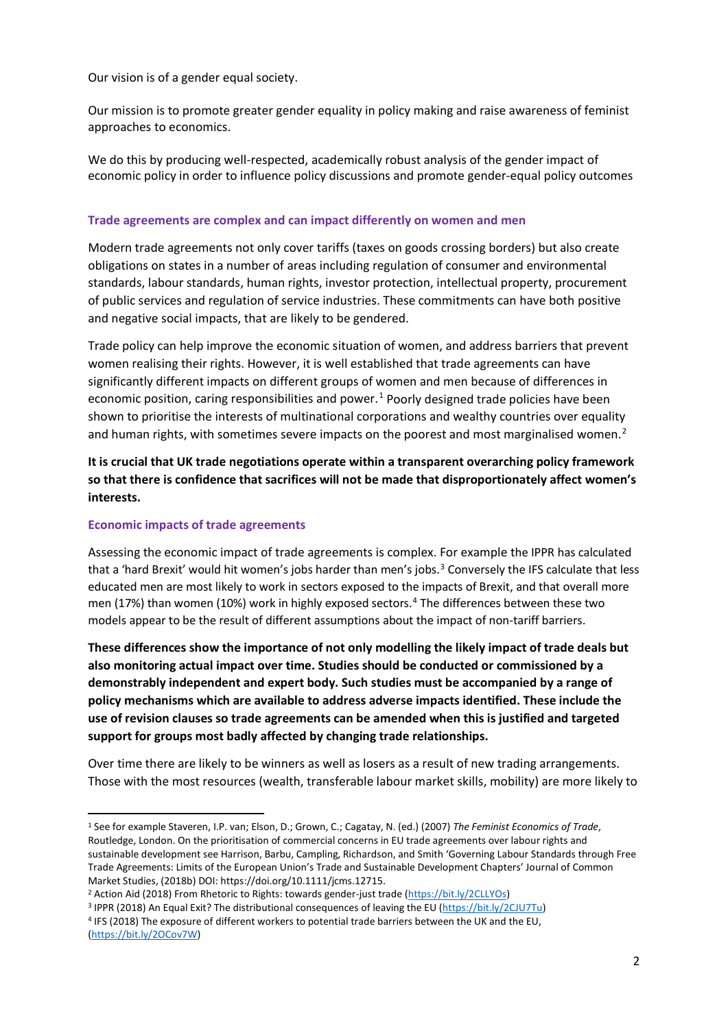Our vision is of a gender equal society.

Our mission is to promote greater gender equality in policy making and raise awareness of feminist approaches to economics.

We do this by producing well-respected, academically robust analysis of the gender impact of economic policy in order to influence policy discussions and promote gender-equal policy outcomes

### Trade agreements are complex and can impact differently on women and men

Modern trade agreements not only cover tariffs (taxes on goods crossing borders) but also create obligations on states in a number of areas including regulation of consumer and environmental standards, labour standards, human rights, investor protection, intellectual property, procurement of public services and regulation of service industries. These commitments can have both positive and negative social impacts, that are likely to be gendered.

Trade policy can help improve the economic situation of women, and address barriers that prevent women realising their rights. However, it is well established that trade agreements can have significantly different impacts on different groups of women and men because of differences in economic position, caring responsibilities and power.[1] Poorly designed trade policies have been shown to prioritise the interests of multinational corporations and wealthy countries over equality and human rights, with sometimes severe impacts on the poorest and most marginalised women.[2]

**It is crucial that UK trade negotiations operate within a transparent overarching policy framework so that there is confidence that sacrifices will not be made that disproportionately affect women's interests.**

### Economic impacts of trade agreements

Assessing the economic impact of trade agreements is complex. For example the IPPR has calculated that a 'hard Brexit' would hit women's jobs harder than men's jobs.[3] Conversely the IFS calculate that less educated men are most likely to work in sectors exposed to the impacts of Brexit, and that overall more men (17%) than women (10%) work in highly exposed sectors.[4] The differences between these two models appear to be the result of different assumptions about the impact of non-tariff barriers.

**These differences show the importance of not only modelling the likely impact of trade deals but also monitoring actual impact over time. Studies should be conducted or commissioned by a demonstrably independent and expert body. Such studies must be accompanied by a range of policy mechanisms which are available to address adverse impacts identified. These include the use of revision clauses so trade agreements can be amended when this is justified and targeted support for groups most badly affected by changing trade relationships.**

Over time there are likely to be winners as well as losers as a result of new trading arrangements. Those with the most resources (wealth, transferable labour market skills, mobility) are more likely to

---

[1] See for example Staveren, I.P. van; Elson, D.; Grown, C.; Cagatay, N. (ed.) (2007) *The Feminist Economics of Trade*, Routledge, London. On the prioritisation of commercial concerns in EU trade agreements over labour rights and sustainable development see Harrison, Barbu, Campling, Richardson, and Smith 'Governing Labour Standards through Free Trade Agreements: Limits of the European Union's Trade and Sustainable Development Chapters' Journal of Common Market Studies, (2018b) DOI: https://doi.org/10.1111/jcms.12715.

[2] Action Aid (2018) From Rhetoric to Rights: towards gender-just trade (https://bit.ly/2CLLYOs)

[3] IPPR (2018) An Equal Exit? The distributional consequences of leaving the EU (https://bit.ly/2CJU7Tu)

[4] IFS (2018) The exposure of different workers to potential trade barriers between the UK and the EU, (https://bit.ly/2OCov7W)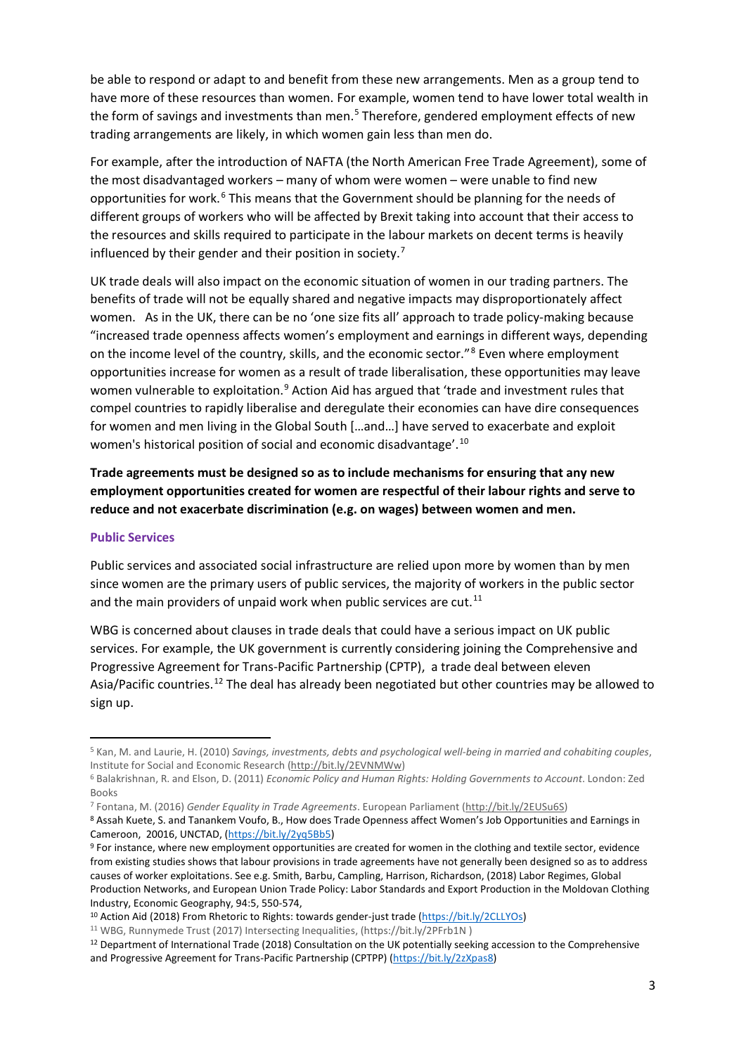be able to respond or adapt to and benefit from these new arrangements. Men as a group tend to have more of these resources than women. For example, women tend to have lower total wealth in the form of savings and investments than men.[5] Therefore, gendered employment effects of new trading arrangements are likely, in which women gain less than men do.

For example, after the introduction of NAFTA (the North American Free Trade Agreement), some of the most disadvantaged workers – many of whom were women – were unable to find new opportunities for work.[6] This means that the Government should be planning for the needs of different groups of workers who will be affected by Brexit taking into account that their access to the resources and skills required to participate in the labour markets on decent terms is heavily influenced by their gender and their position in society.[7]

UK trade deals will also impact on the economic situation of women in our trading partners. The benefits of trade will not be equally shared and negative impacts may disproportionately affect women. As in the UK, there can be no 'one size fits all' approach to trade policy-making because "increased trade openness affects women's employment and earnings in different ways, depending on the income level of the country, skills, and the economic sector."[8] Even where employment opportunities increase for women as a result of trade liberalisation, these opportunities may leave women vulnerable to exploitation.[9] Action Aid has argued that 'trade and investment rules that compel countries to rapidly liberalise and deregulate their economies can have dire consequences for women and men living in the Global South […and…] have served to exacerbate and exploit women's historical position of social and economic disadvantage'.[10]

**Trade agreements must be designed so as to include mechanisms for ensuring that any new employment opportunities created for women are respectful of their labour rights and serve to reduce and not exacerbate discrimination (e.g. on wages) between women and men.**

### Public Services

Public services and associated social infrastructure are relied upon more by women than by men since women are the primary users of public services, the majority of workers in the public sector and the main providers of unpaid work when public services are cut.[11]

WBG is concerned about clauses in trade deals that could have a serious impact on UK public services. For example, the UK government is currently considering joining the Comprehensive and Progressive Agreement for Trans-Pacific Partnership (CPTP), a trade deal between eleven Asia/Pacific countries.[12] The deal has already been negotiated but other countries may be allowed to sign up.

---

[5] Kan, M. and Laurie, H. (2010) *Savings, investments, debts and psychological well-being in married and cohabiting couples*, Institute for Social and Economic Research (http://bit.ly/2EVNMWw)

[6] Balakrishnan, R. and Elson, D. (2011) *Economic Policy and Human Rights: Holding Governments to Account*. London: Zed Books

[7] Fontana, M. (2016) *Gender Equality in Trade Agreements*. European Parliament (http://bit.ly/2EUSu6S)

[8] Assah Kuete, S. and Tanankem Voufo, B., How does Trade Openness affect Women's Job Opportunities and Earnings in Cameroon, 20016, UNCTAD, (https://bit.ly/2yq5Bb5)

[9] For instance, where new employment opportunities are created for women in the clothing and textile sector, evidence from existing studies shows that labour provisions in trade agreements have not generally been designed so as to address causes of worker exploitations. See e.g. Smith, Barbu, Campling, Harrison, Richardson, (2018) Labor Regimes, Global Production Networks, and European Union Trade Policy: Labor Standards and Export Production in the Moldovan Clothing Industry, Economic Geography, 94:5, 550-574,

[10] Action Aid (2018) From Rhetoric to Rights: towards gender-just trade (https://bit.ly/2CLLYOs)

[11] WBG, Runnymede Trust (2017) Intersecting Inequalities, (https://bit.ly/2PFrb1N )

[12] Department of International Trade (2018) Consultation on the UK potentially seeking accession to the Comprehensive and Progressive Agreement for Trans-Pacific Partnership (CPTPP) (https://bit.ly/2zXpas8)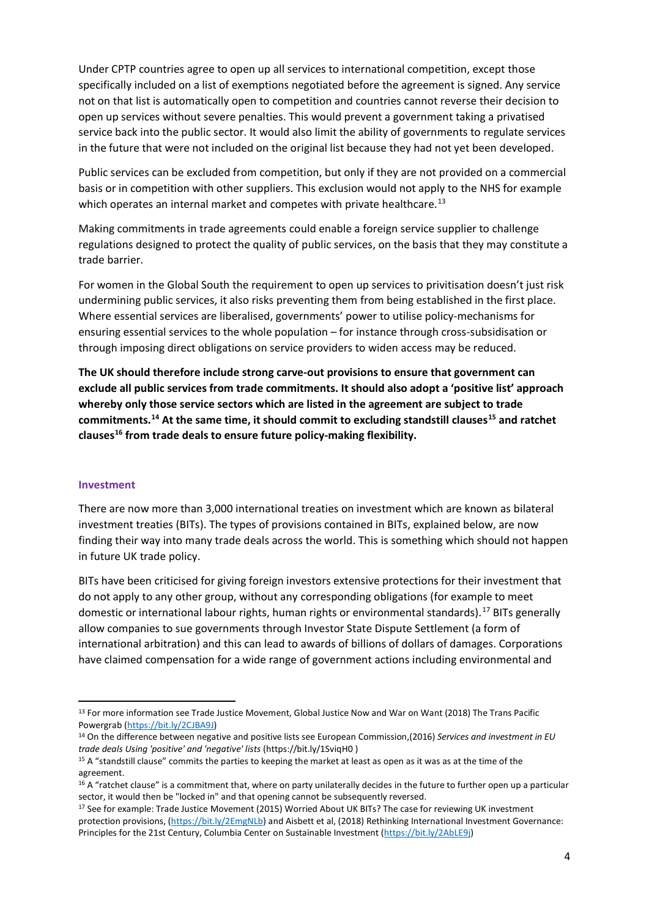Under CPTP countries agree to open up all services to international competition, except those specifically included on a list of exemptions negotiated before the agreement is signed. Any service not on that list is automatically open to competition and countries cannot reverse their decision to open up services without severe penalties. This would prevent a government taking a privatised service back into the public sector. It would also limit the ability of governments to regulate services in the future that were not included on the original list because they had not yet been developed.

Public services can be excluded from competition, but only if they are not provided on a commercial basis or in competition with other suppliers. This exclusion would not apply to the NHS for example which operates an internal market and competes with private healthcare.[13]

Making commitments in trade agreements could enable a foreign service supplier to challenge regulations designed to protect the quality of public services, on the basis that they may constitute a trade barrier.

For women in the Global South the requirement to open up services to privitisation doesn't just risk undermining public services, it also risks preventing them from being established in the first place. Where essential services are liberalised, governments' power to utilise policy-mechanisms for ensuring essential services to the whole population – for instance through cross-subsidisation or through imposing direct obligations on service providers to widen access may be reduced.

**The UK should therefore include strong carve-out provisions to ensure that government can exclude all public services from trade commitments. It should also adopt a 'positive list' approach whereby only those service sectors which are listed in the agreement are subject to trade commitments.[14] At the same time, it should commit to excluding standstill clauses[15] and ratchet clauses[16] from trade deals to ensure future policy-making flexibility.**

### Investment

There are now more than 3,000 international treaties on investment which are known as bilateral investment treaties (BITs). The types of provisions contained in BITs, explained below, are now finding their way into many trade deals across the world. This is something which should not happen in future UK trade policy.

BITs have been criticised for giving foreign investors extensive protections for their investment that do not apply to any other group, without any corresponding obligations (for example to meet domestic or international labour rights, human rights or environmental standards).[17] BITs generally allow companies to sue governments through Investor State Dispute Settlement (a form of international arbitration) and this can lead to awards of billions of dollars of damages. Corporations have claimed compensation for a wide range of government actions including environmental and

---

[13] For more information see Trade Justice Movement, Global Justice Now and War on Want (2018) The Trans Pacific Powergrab (https://bit.ly/2CJBA9J)

[14] On the difference between negative and positive lists see European Commission,(2016) *Services and investment in EU trade deals Using 'positive' and 'negative' lists* (https://bit.ly/1SviqH0 )

[15] A "standstill clause" commits the parties to keeping the market at least as open as it was as at the time of the agreement.

[16] A "ratchet clause" is a commitment that, where on party unilaterally decides in the future to further open up a particular sector, it would then be "locked in" and that opening cannot be subsequently reversed.

[17] See for example: Trade Justice Movement (2015) Worried About UK BITs? The case for reviewing UK investment protection provisions, (https://bit.ly/2EmgNLb) and Aisbett et al, (2018) Rethinking International Investment Governance: Principles for the 21st Century, Columbia Center on Sustainable Investment (https://bit.ly/2AbLE9j)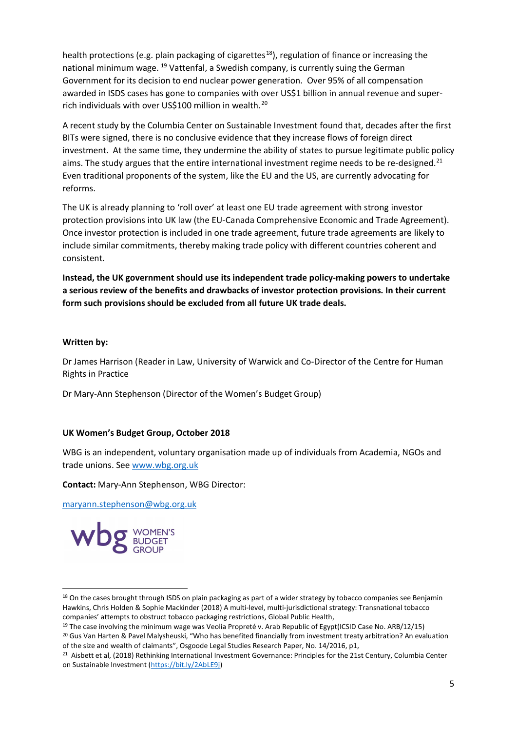health protections (e.g. plain packaging of cigarettes[18]), regulation of finance or increasing the national minimum wage. [19] Vattenfal, a Swedish company, is currently suing the German Government for its decision to end nuclear power generation. Over 95% of all compensation awarded in ISDS cases has gone to companies with over US$1 billion in annual revenue and super-rich individuals with over US$100 million in wealth.[20]

A recent study by the Columbia Center on Sustainable Investment found that, decades after the first BITs were signed, there is no conclusive evidence that they increase flows of foreign direct investment. At the same time, they undermine the ability of states to pursue legitimate public policy aims. The study argues that the entire international investment regime needs to be re-designed.[21] Even traditional proponents of the system, like the EU and the US, are currently advocating for reforms.

The UK is already planning to 'roll over' at least one EU trade agreement with strong investor protection provisions into UK law (the EU-Canada Comprehensive Economic and Trade Agreement). Once investor protection is included in one trade agreement, future trade agreements are likely to include similar commitments, thereby making trade policy with different countries coherent and consistent.

**Instead, the UK government should use its independent trade policy-making powers to undertake a serious review of the benefits and drawbacks of investor protection provisions. In their current form such provisions should be excluded from all future UK trade deals.**

**Written by:**

Dr James Harrison (Reader in Law, University of Warwick and Co-Director of the Centre for Human Rights in Practice

Dr Mary-Ann Stephenson (Director of the Women's Budget Group)

**UK Women's Budget Group, October 2018**

WBG is an independent, voluntary organisation made up of individuals from Academia, NGOs and trade unions. See www.wbg.org.uk

**Contact:** Mary-Ann Stephenson, WBG Director:

maryann.stephenson@wbg.org.uk

wbg WOMEN'S BUDGET GROUP

---

[18] On the cases brought through ISDS on plain packaging as part of a wider strategy by tobacco companies see Benjamin Hawkins, Chris Holden & Sophie Mackinder (2018) A multi-level, multi-jurisdictional strategy: Transnational tobacco companies' attempts to obstruct tobacco packaging restrictions, Global Public Health,

[19] The case involving the minimum wage was Veolia Propreté v. Arab Republic of Egypt(ICSID Case No. ARB/12/15)

[20] Gus Van Harten & Pavel Malysheuski, "Who has benefited financially from investment treaty arbitration? An evaluation of the size and wealth of claimants", Osgoode Legal Studies Research Paper, No. 14/2016, p1,

[21] Aisbett et al, (2018) Rethinking International Investment Governance: Principles for the 21st Century, Columbia Center on Sustainable Investment (https://bit.ly/2AbLE9j)